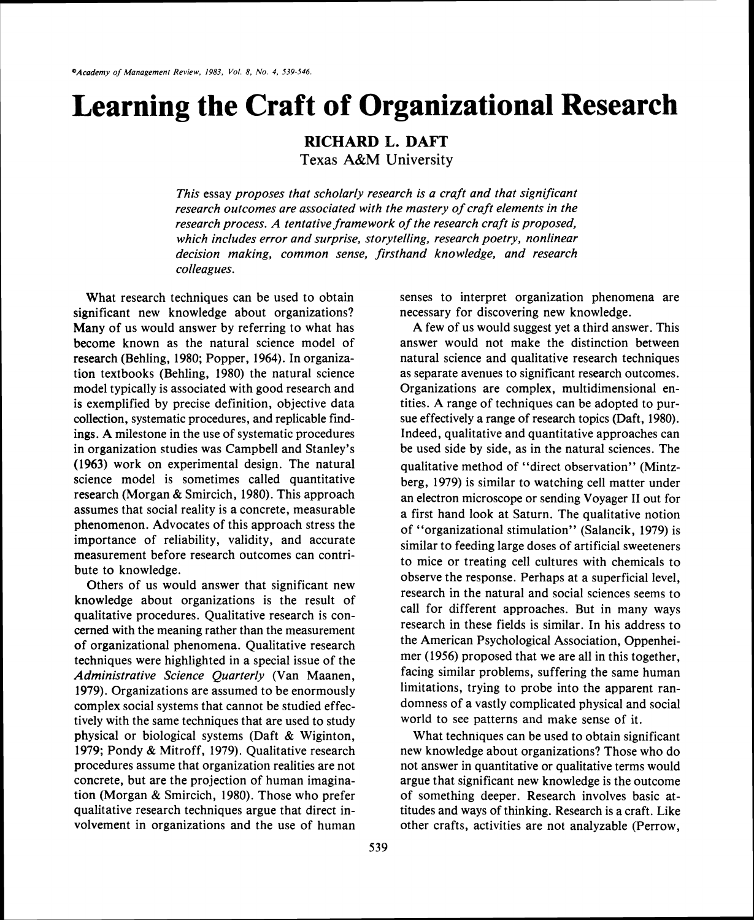# Learning the Craft of Organizational Research

**RICHARD L. DAFT**
Texas A&M University

*This* essay *proposes that scholarly research is a craft and that significant research outcomes are associated with the mastery of craft elements in the research process. A tentative framework of the research craft is proposed, which includes error and surprise, storytelling, research poetry, nonlinear decision making, common sense, firsthand knowledge, and research colleagues.*

What research techniques can be used to obtain significant new knowledge about organizations? Many of us would answer by referring to what has become known as the natural science model of research (Behling, 1980; Popper, 1964). In organization textbooks (Behling, 1980) the natural science model typically is associated with good research and is exemplified by precise definition, objective data collection, systematic procedures, and replicable findings. A milestone in the use of systematic procedures in organization studies was Campbell and Stanley's (1963) work on experimental design. The natural science model is sometimes called quantitative research (Morgan & Smircich, 1980). This approach assumes that social reality is a concrete, measurable phenomenon. Advocates of this approach stress the importance of reliability, validity, and accurate measurement before research outcomes can contribute to knowledge.

Others of us would answer that significant new knowledge about organizations is the result of qualitative procedures. Qualitative research is concerned with the meaning rather than the measurement of organizational phenomena. Qualitative research techniques were highlighted in a special issue of the *Administrative Science Quarterly* (Van Maanen, 1979). Organizations are assumed to be enormously complex social systems that cannot be studied effectively with the same techniques that are used to study physical or biological systems (Daft & Wiginton, 1979; Pondy & Mitroff, 1979). Qualitative research procedures assume that organization realities are not concrete, but are the projection of human imagination (Morgan & Smircich, 1980). Those who prefer qualitative research techniques argue that direct involvement in organizations and the use of human senses to interpret organization phenomena are necessary for discovering new knowledge.

A few of us would suggest yet a third answer. This answer would not make the distinction between natural science and qualitative research techniques as separate avenues to significant research outcomes. Organizations are complex, multidimensional entities. A range of techniques can be adopted to pursue effectively a range of research topics (Daft, 1980). Indeed, qualitative and quantitative approaches can be used side by side, as in the natural sciences. The qualitative method of "direct observation" (Mintzberg, 1979) is similar to watching cell matter under an electron microscope or sending Voyager II out for a first hand look at Saturn. The qualitative notion of "organizational stimulation" (Salancik, 1979) is similar to feeding large doses of artificial sweeteners to mice or treating cell cultures with chemicals to observe the response. Perhaps at a superficial level, research in the natural and social sciences seems to call for different approaches. But in many ways research in these fields is similar. In his address to the American Psychological Association, Oppenheimer (1956) proposed that we are all in this together, facing similar problems, suffering the same human limitations, trying to probe into the apparent randomness of a vastly complicated physical and social world to see patterns and make sense of it.

What techniques can be used to obtain significant new knowledge about organizations? Those who do not answer in quantitative or qualitative terms would argue that significant new knowledge is the outcome of something deeper. Research involves basic attitudes and ways of thinking. Research is a craft. Like other crafts, activities are not analyzable (Perrow,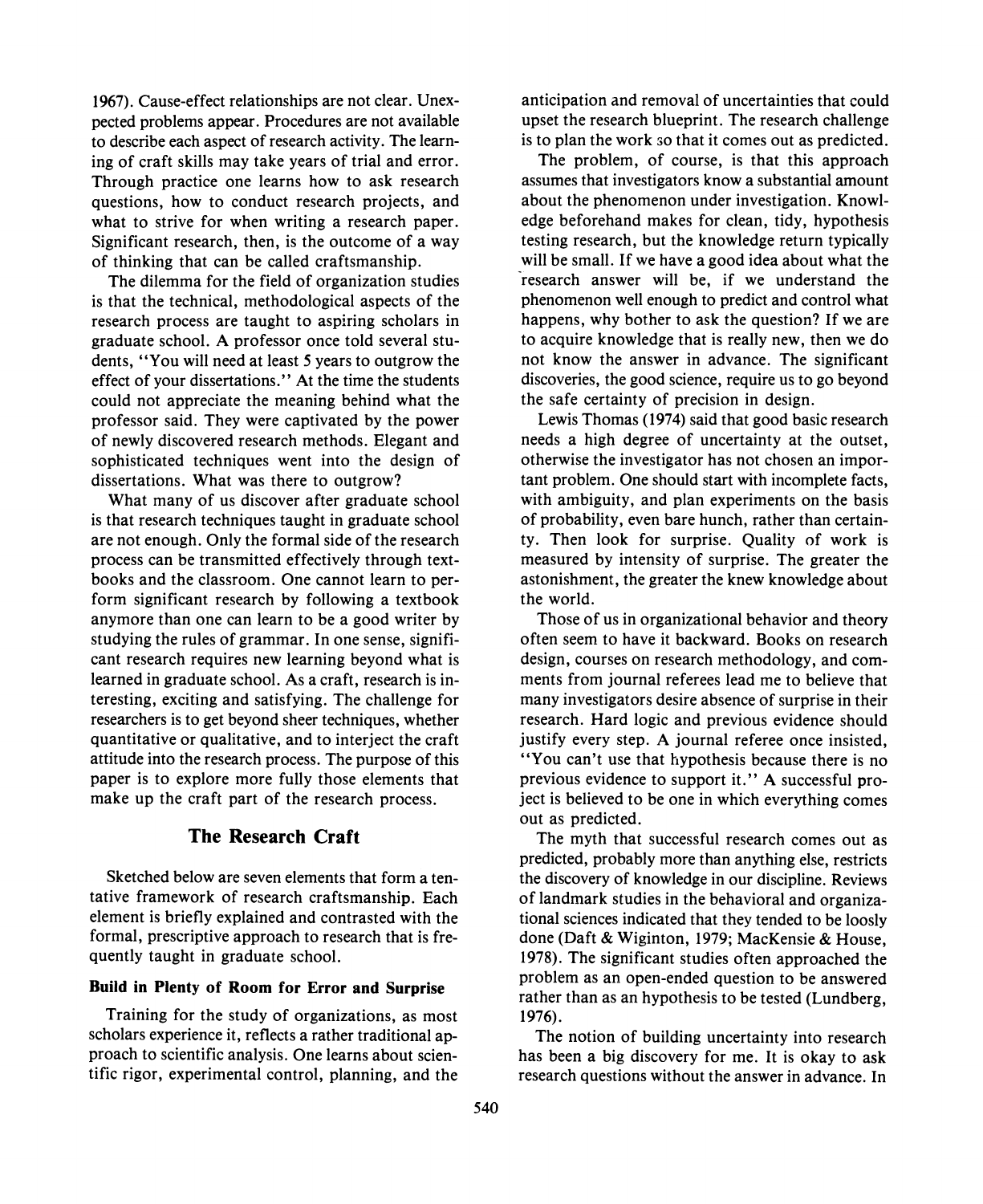1967). Cause-effect relationships are not clear. Unexpected problems appear. Procedures are not available to describe each aspect of research activity. The learning of craft skills may take years of trial and error. Through practice one learns how to ask research questions, how to conduct research projects, and what to strive for when writing a research paper. Significant research, then, is the outcome of a way of thinking that can be called craftsmanship.

The dilemma for the field of organization studies is that the technical, methodological aspects of the research process are taught to aspiring scholars in graduate school. A professor once told several students, "You will need at least 5 years to outgrow the effect of your dissertations." At the time the students could not appreciate the meaning behind what the professor said. They were captivated by the power of newly discovered research methods. Elegant and sophisticated techniques went into the design of dissertations. What was there to outgrow?

What many of us discover after graduate school is that research techniques taught in graduate school are not enough. Only the formal side of the research process can be transmitted effectively through textbooks and the classroom. One cannot learn to perform significant research by following a textbook anymore than one can learn to be a good writer by studying the rules of grammar. In one sense, significant research requires new learning beyond what is learned in graduate school. As a craft, research is interesting, exciting and satisfying. The challenge for researchers is to get beyond sheer techniques, whether quantitative or qualitative, and to interject the craft attitude into the research process. The purpose of this paper is to explore more fully those elements that make up the craft part of the research process.

## The Research Craft

Sketched below are seven elements that form a tentative framework of research craftsmanship. Each element is briefly explained and contrasted with the formal, prescriptive approach to research that is frequently taught in graduate school.

### Build in Plenty of Room for Error and Surprise

Training for the study of organizations, as most scholars experience it, reflects a rather traditional approach to scientific analysis. One learns about scientific rigor, experimental control, planning, and the anticipation and removal of uncertainties that could upset the research blueprint. The research challenge is to plan the work so that it comes out as predicted.

The problem, of course, is that this approach assumes that investigators know a substantial amount about the phenomenon under investigation. Knowledge beforehand makes for clean, tidy, hypothesis testing research, but the knowledge return typically will be small. If we have a good idea about what the research answer will be, if we understand the phenomenon well enough to predict and control what happens, why bother to ask the question? If we are to acquire knowledge that is really new, then we do not know the answer in advance. The significant discoveries, the good science, require us to go beyond the safe certainty of precision in design.

Lewis Thomas (1974) said that good basic research needs a high degree of uncertainty at the outset, otherwise the investigator has not chosen an important problem. One should start with incomplete facts, with ambiguity, and plan experiments on the basis of probability, even bare hunch, rather than certainty. Then look for surprise. Quality of work is measured by intensity of surprise. The greater the astonishment, the greater the knew knowledge about the world.

Those of us in organizational behavior and theory often seem to have it backward. Books on research design, courses on research methodology, and comments from journal referees lead me to believe that many investigators desire absence of surprise in their research. Hard logic and previous evidence should justify every step. A journal referee once insisted, "You can't use that hypothesis because there is no previous evidence to support it." A successful project is believed to be one in which everything comes out as predicted.

The myth that successful research comes out as predicted, probably more than anything else, restricts the discovery of knowledge in our discipline. Reviews of landmark studies in the behavioral and organizational sciences indicated that they tended to be loosely done (Daft & Wiginton, 1979; MacKensie & House, 1978). The significant studies often approached the problem as an open-ended question to be answered rather than as an hypothesis to be tested (Lundberg, 1976).

The notion of building uncertainty into research has been a big discovery for me. It is okay to ask research questions without the answer in advance. In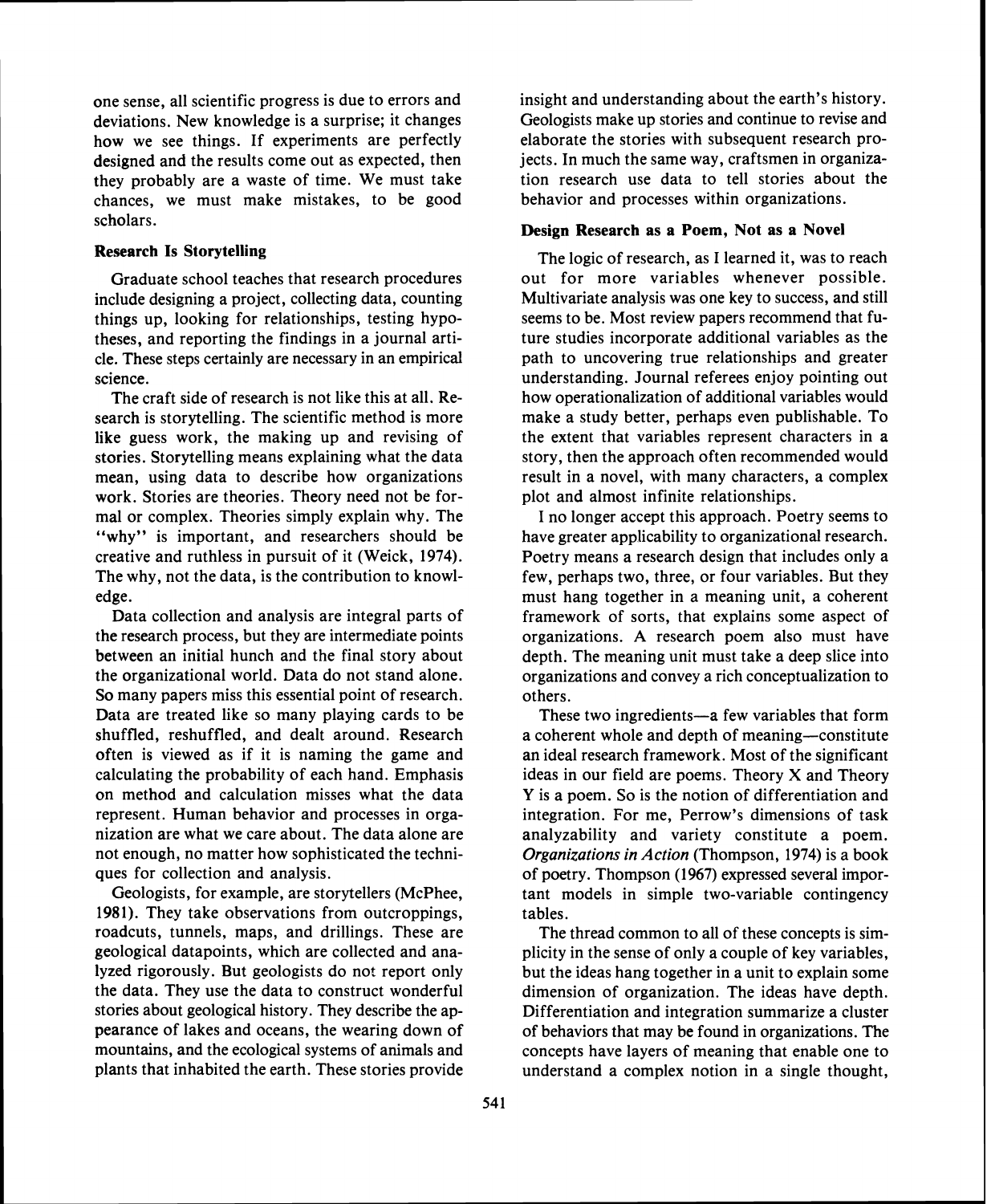one sense, all scientific progress is due to errors and deviations. New knowledge is a surprise; it changes how we see things. If experiments are perfectly designed and the results come out as expected, then they probably are a waste of time. We must take chances, we must make mistakes, to be good scholars.

### Research Is Storytelling

Graduate school teaches that research procedures include designing a project, collecting data, counting things up, looking for relationships, testing hypotheses, and reporting the findings in a journal article. These steps certainly are necessary in an empirical science.

The craft side of research is not like this at all. Research is storytelling. The scientific method is more like guess work, the making up and revising of stories. Storytelling means explaining what the data mean, using data to describe how organizations work. Stories are theories. Theory need not be formal or complex. Theories simply explain why. The "why" is important, and researchers should be creative and ruthless in pursuit of it (Weick, 1974). The why, not the data, is the contribution to knowledge.

Data collection and analysis are integral parts of the research process, but they are intermediate points between an initial hunch and the final story about the organizational world. Data do not stand alone. So many papers miss this essential point of research. Data are treated like so many playing cards to be shuffled, reshuffled, and dealt around. Research often is viewed as if it is naming the game and calculating the probability of each hand. Emphasis on method and calculation misses what the data represent. Human behavior and processes in organization are what we care about. The data alone are not enough, no matter how sophisticated the techniques for collection and analysis.

Geologists, for example, are storytellers (McPhee, 1981). They take observations from outcroppings, roadcuts, tunnels, maps, and drillings. These are geological datapoints, which are collected and analyzed rigorously. But geologists do not report only the data. They use the data to construct wonderful stories about geological history. They describe the appearance of lakes and oceans, the wearing down of mountains, and the ecological systems of animals and plants that inhabited the earth. These stories provide insight and understanding about the earth's history. Geologists make up stories and continue to revise and elaborate the stories with subsequent research projects. In much the same way, craftsmen in organization research use data to tell stories about the behavior and processes within organizations.

### Design Research as a Poem, Not as a Novel

The logic of research, as I learned it, was to reach out for more variables whenever possible. Multivariate analysis was one key to success, and still seems to be. Most review papers recommend that future studies incorporate additional variables as the path to uncovering true relationships and greater understanding. Journal referees enjoy pointing out how operationalization of additional variables would make a study better, perhaps even publishable. To the extent that variables represent characters in a story, then the approach often recommended would result in a novel, with many characters, a complex plot and almost infinite relationships.

I no longer accept this approach. Poetry seems to have greater applicability to organizational research. Poetry means a research design that includes only a few, perhaps two, three, or four variables. But they must hang together in a meaning unit, a coherent framework of sorts, that explains some aspect of organizations. A research poem also must have depth. The meaning unit must take a deep slice into organizations and convey a rich conceptualization to others.

These two ingredients—a few variables that form a coherent whole and depth of meaning—constitute an ideal research framework. Most of the significant ideas in our field are poems. Theory X and Theory Y is a poem. So is the notion of differentiation and integration. For me, Perrow's dimensions of task analyzability and variety constitute a poem. *Organizations in Action* (Thompson, 1974) is a book of poetry. Thompson (1967) expressed several important models in simple two-variable contingency tables.

The thread common to all of these concepts is simplicity in the sense of only a couple of key variables, but the ideas hang together in a unit to explain some dimension of organization. The ideas have depth. Differentiation and integration summarize a cluster of behaviors that may be found in organizations. The concepts have layers of meaning that enable one to understand a complex notion in a single thought,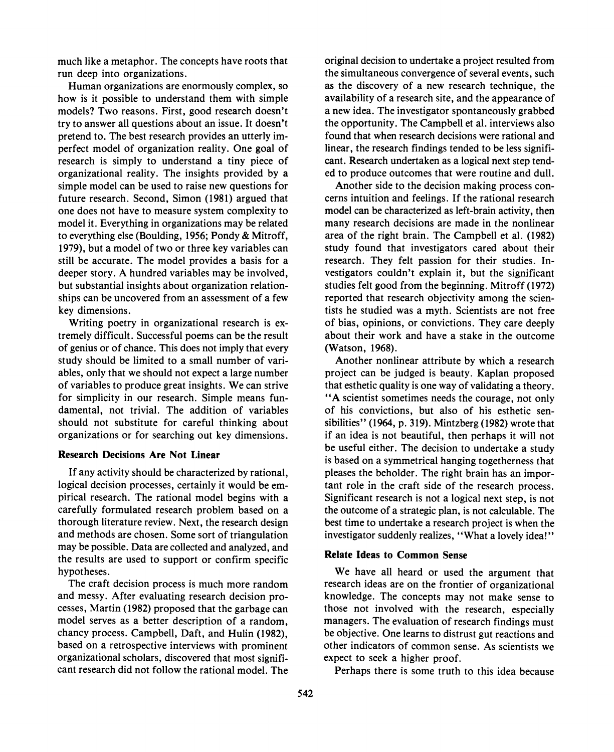much like a metaphor. The concepts have roots that run deep into organizations.

Human organizations are enormously complex, so how is it possible to understand them with simple models? Two reasons. First, good research doesn't try to answer all questions about an issue. It doesn't pretend to. The best research provides an utterly imperfect model of organization reality. One goal of research is simply to understand a tiny piece of organizational reality. The insights provided by a simple model can be used to raise new questions for future research. Second, Simon (1981) argued that one does not have to measure system complexity to model it. Everything in organizations may be related to everything else (Boulding, 1956; Pondy & Mitroff, 1979), but a model of two or three key variables can still be accurate. The model provides a basis for a deeper story. A hundred variables may be involved, but substantial insights about organization relationships can be uncovered from an assessment of a few key dimensions.

Writing poetry in organizational research is extremely difficult. Successful poems can be the result of genius or of chance. This does not imply that every study should be limited to a small number of variables, only that we should not expect a large number of variables to produce great insights. We can strive for simplicity in our research. Simple means fundamental, not trivial. The addition of variables should not substitute for careful thinking about organizations or for searching out key dimensions.

### Research Decisions Are Not Linear

If any activity should be characterized by rational, logical decision processes, certainly it would be empirical research. The rational model begins with a carefully formulated research problem based on a thorough literature review. Next, the research design and methods are chosen. Some sort of triangulation may be possible. Data are collected and analyzed, and the results are used to support or confirm specific hypotheses.

The craft decision process is much more random and messy. After evaluating research decision processes, Martin (1982) proposed that the garbage can model serves as a better description of a random, chancy process. Campbell, Daft, and Hulin (1982), based on a retrospective interviews with prominent organizational scholars, discovered that most significant research did not follow the rational model. The original decision to undertake a project resulted from the simultaneous convergence of several events, such as the discovery of a new research technique, the availability of a research site, and the appearance of a new idea. The investigator spontaneously grabbed the opportunity. The Campbell et al. interviews also found that when research decisions were rational and linear, the research findings tended to be less significant. Research undertaken as a logical next step tended to produce outcomes that were routine and dull.

Another side to the decision making process concerns intuition and feelings. If the rational research model can be characterized as left-brain activity, then many research decisions are made in the nonlinear area of the right brain. The Campbell et al. (1982) study found that investigators cared about their research. They felt passion for their studies. Investigators couldn't explain it, but the significant studies felt good from the beginning. Mitroff (1972) reported that research objectivity among the scientists he studied was a myth. Scientists are not free of bias, opinions, or convictions. They care deeply about their work and have a stake in the outcome (Watson, 1968).

Another nonlinear attribute by which a research project can be judged is beauty. Kaplan proposed that esthetic quality is one way of validating a theory. "A scientist sometimes needs the courage, not only of his convictions, but also of his esthetic sensibilities" (1964, p. 319). Mintzberg (1982) wrote that if an idea is not beautiful, then perhaps it will not be useful either. The decision to undertake a study is based on a symmetrical hanging togetherness that pleases the beholder. The right brain has an important role in the craft side of the research process. Significant research is not a logical next step, is not the outcome of a strategic plan, is not calculable. The best time to undertake a research project is when the investigator suddenly realizes, "What a lovely idea!"

### Relate Ideas to Common Sense

We have all heard or used the argument that research ideas are on the frontier of organizational knowledge. The concepts may not make sense to those not involved with the research, especially managers. The evaluation of research findings must be objective. One learns to distrust gut reactions and other indicators of common sense. As scientists we expect to seek a higher proof.

Perhaps there is some truth to this idea because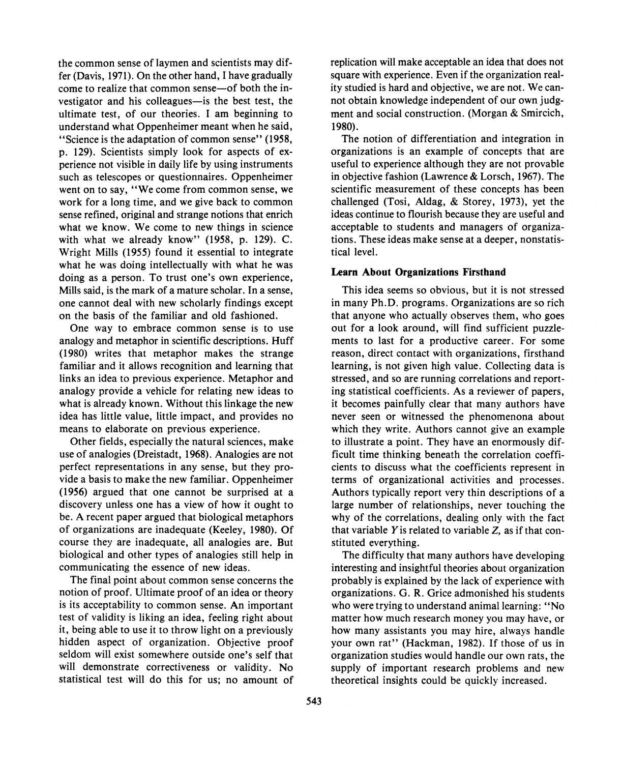the common sense of laymen and scientists may differ (Davis, 1971). On the other hand, I have gradually come to realize that common sense—of both the investigator and his colleagues—is the best test, the ultimate test, of our theories. I am beginning to understand what Oppenheimer meant when he said, "Science is the adaptation of common sense" (1958, p. 129). Scientists simply look for aspects of experience not visible in daily life by using instruments such as telescopes or questionnaires. Oppenheimer went on to say, "We come from common sense, we work for a long time, and we give back to common sense refined, original and strange notions that enrich what we know. We come to new things in science with what we already know" (1958, p. 129). C. Wright Mills (1955) found it essential to integrate what he was doing intellectually with what he was doing as a person. To trust one's own experience, Mills said, is the mark of a mature scholar. In a sense, one cannot deal with new scholarly findings except on the basis of the familiar and old fashioned.

One way to embrace common sense is to use analogy and metaphor in scientific descriptions. Huff (1980) writes that metaphor makes the strange familiar and it allows recognition and learning that links an idea to previous experience. Metaphor and analogy provide a vehicle for relating new ideas to what is already known. Without this linkage the new idea has little value, little impact, and provides no means to elaborate on previous experience.

Other fields, especially the natural sciences, make use of analogies (Dreistadt, 1968). Analogies are not perfect representations in any sense, but they provide a basis to make the new familiar. Oppenheimer (1956) argued that one cannot be surprised at a discovery unless one has a view of how it ought to be. A recent paper argued that biological metaphors of organizations are inadequate (Keeley, 1980). Of course they are inadequate, all analogies are. But biological and other types of analogies still help in communicating the essence of new ideas.

The final point about common sense concerns the notion of proof. Ultimate proof of an idea or theory is its acceptability to common sense. An important test of validity is liking an idea, feeling right about it, being able to use it to throw light on a previously hidden aspect of organization. Objective proof seldom will exist somewhere outside one's self that will demonstrate correctiveness or validity. No statistical test will do this for us; no amount of replication will make acceptable an idea that does not square with experience. Even if the organization reality studied is hard and objective, we are not. We cannot obtain knowledge independent of our own judgment and social construction. (Morgan & Smircich, 1980).

The notion of differentiation and integration in organizations is an example of concepts that are useful to experience although they are not provable in objective fashion (Lawrence & Lorsch, 1967). The scientific measurement of these concepts has been challenged (Tosi, Aldag, & Storey, 1973), yet the ideas continue to flourish because they are useful and acceptable to students and managers of organizations. These ideas make sense at a deeper, nonstatistical level.

### Learn About Organizations Firsthand

This idea seems so obvious, but it is not stressed in many Ph.D. programs. Organizations are so rich that anyone who actually observes them, who goes out for a look around, will find sufficient puzzlements to last for a productive career. For some reason, direct contact with organizations, firsthand learning, is not given high value. Collecting data is stressed, and so are running correlations and reporting statistical coefficients. As a reviewer of papers, it becomes painfully clear that many authors have never seen or witnessed the phenomenona about which they write. Authors cannot give an example to illustrate a point. They have an enormously difficult time thinking beneath the correlation coefficients to discuss what the coefficients represent in terms of organizational activities and processes. Authors typically report very thin descriptions of a large number of relationships, never touching the why of the correlations, dealing only with the fact that variable *Y* is related to variable *Z*, as if that constituted everything.

The difficulty that many authors have developing interesting and insightful theories about organization probably is explained by the lack of experience with organizations. G. R. Grice admonished his students who were trying to understand animal learning: "No matter how much research money you may have, or how many assistants you may hire, always handle your own rat" (Hackman, 1982). If those of us in organization studies would handle our own rats, the supply of important research problems and new theoretical insights could be quickly increased.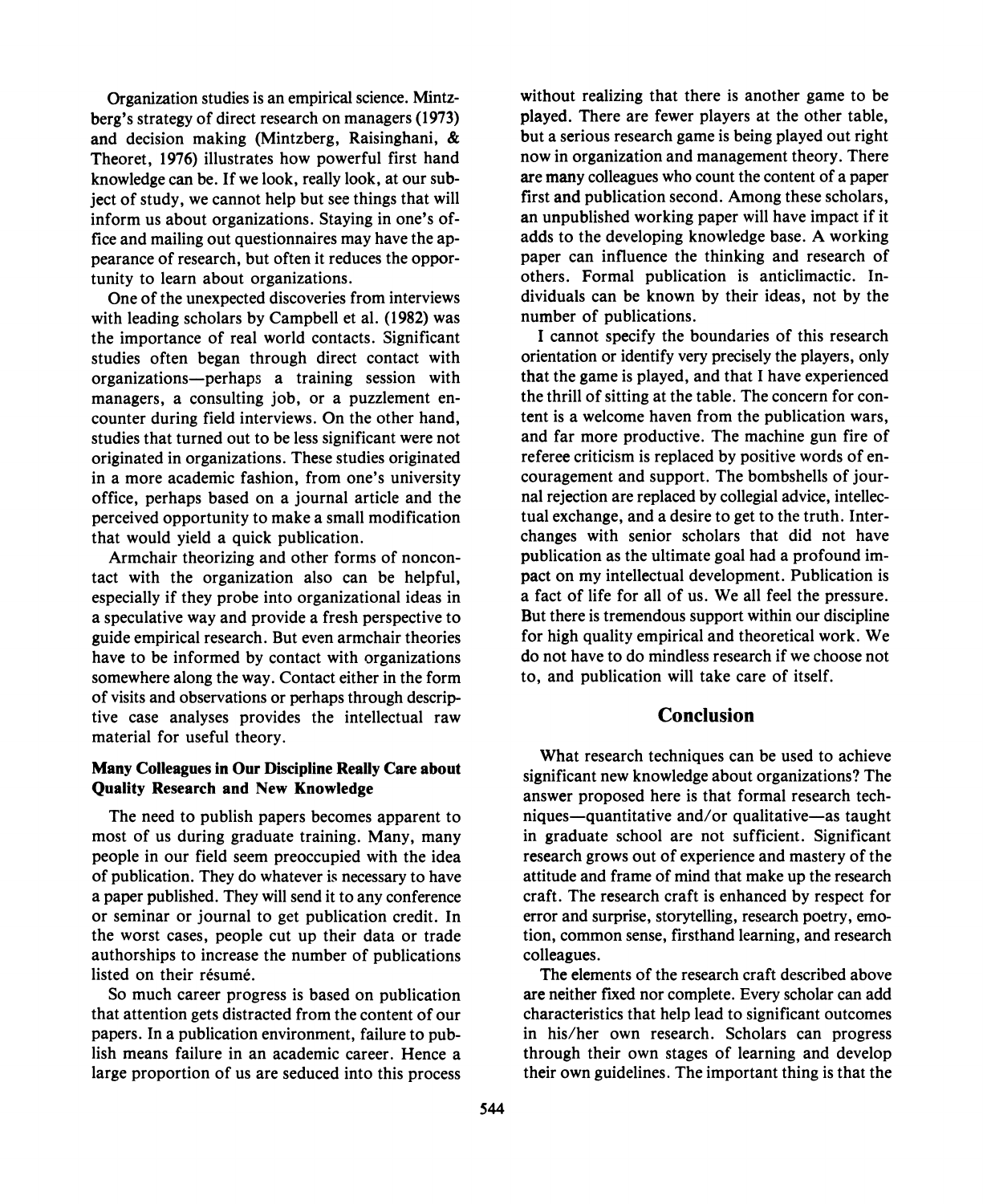Organization studies is an empirical science. Mintzberg's strategy of direct research on managers (1973) and decision making (Mintzberg, Raisinghani, & Theoret, 1976) illustrates how powerful first hand knowledge can be. If we look, really look, at our subject of study, we cannot help but see things that will inform us about organizations. Staying in one's office and mailing out questionnaires may have the appearance of research, but often it reduces the opportunity to learn about organizations.

One of the unexpected discoveries from interviews with leading scholars by Campbell et al. (1982) was the importance of real world contacts. Significant studies often began through direct contact with organizations—perhaps a training session with managers, a consulting job, or a puzzlement encounter during field interviews. On the other hand, studies that turned out to be less significant were not originated in organizations. These studies originated in a more academic fashion, from one's university office, perhaps based on a journal article and the perceived opportunity to make a small modification that would yield a quick publication.

Armchair theorizing and other forms of noncontact with the organization also can be helpful, especially if they probe into organizational ideas in a speculative way and provide a fresh perspective to guide empirical research. But even armchair theories have to be informed by contact with organizations somewhere along the way. Contact either in the form of visits and observations or perhaps through descriptive case analyses provides the intellectual raw material for useful theory.

### Many Colleagues in Our Discipline Really Care about Quality Research and New Knowledge

The need to publish papers becomes apparent to most of us during graduate training. Many, many people in our field seem preoccupied with the idea of publication. They do whatever is necessary to have a paper published. They will send it to any conference or seminar or journal to get publication credit. In the worst cases, people cut up their data or trade authorships to increase the number of publications listed on their résumé.

So much career progress is based on publication that attention gets distracted from the content of our papers. In a publication environment, failure to publish means failure in an academic career. Hence a large proportion of us are seduced into this process without realizing that there is another game to be played. There are fewer players at the other table, but a serious research game is being played out right now in organization and management theory. There are many colleagues who count the content of a paper first and publication second. Among these scholars, an unpublished working paper will have impact if it adds to the developing knowledge base. A working paper can influence the thinking and research of others. Formal publication is anticlimactic. Individuals can be known by their ideas, not by the number of publications.

I cannot specify the boundaries of this research orientation or identify very precisely the players, only that the game is played, and that I have experienced the thrill of sitting at the table. The concern for content is a welcome haven from the publication wars, and far more productive. The machine gun fire of referee criticism is replaced by positive words of encouragement and support. The bombshells of journal rejection are replaced by collegial advice, intellectual exchange, and a desire to get to the truth. Interchanges with senior scholars that did not have publication as the ultimate goal had a profound impact on my intellectual development. Publication is a fact of life for all of us. We all feel the pressure. But there is tremendous support within our discipline for high quality empirical and theoretical work. We do not have to do mindless research if we choose not to, and publication will take care of itself.

## Conclusion

What research techniques can be used to achieve significant new knowledge about organizations? The answer proposed here is that formal research techniques—quantitative and/or qualitative—as taught in graduate school are not sufficient. Significant research grows out of experience and mastery of the attitude and frame of mind that make up the research craft. The research craft is enhanced by respect for error and surprise, storytelling, research poetry, emotion, common sense, firsthand learning, and research colleagues.

The elements of the research craft described above are neither fixed nor complete. Every scholar can add characteristics that help lead to significant outcomes in his/her own research. Scholars can progress through their own stages of learning and develop their own guidelines. The important thing is that the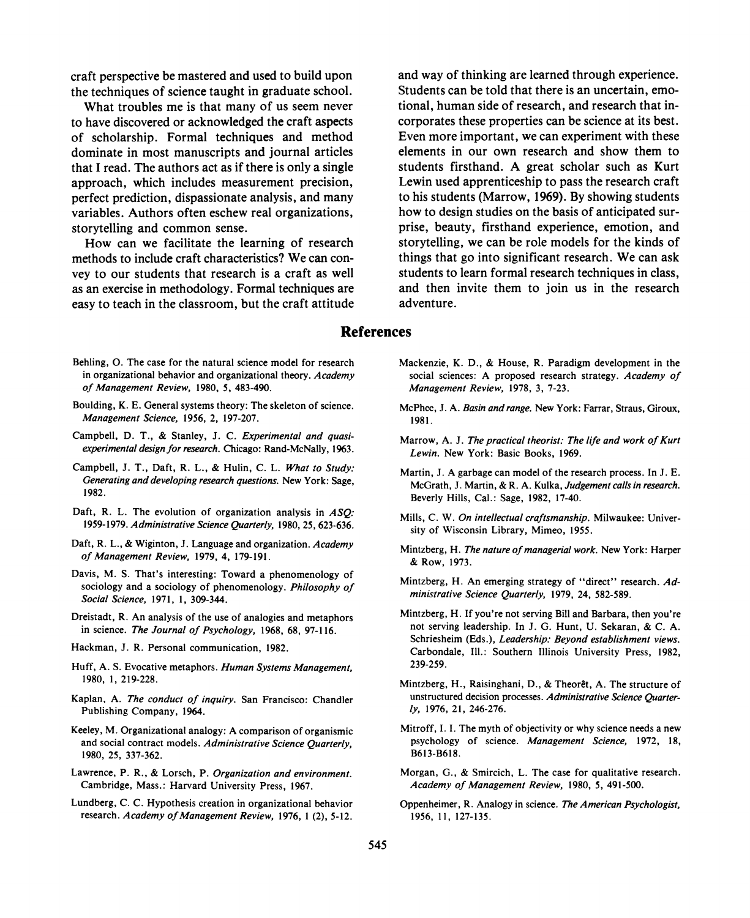craft perspective be mastered and used to build upon the techniques of science taught in graduate school.

What troubles me is that many of us seem never to have discovered or acknowledged the craft aspects of scholarship. Formal techniques and method dominate in most manuscripts and journal articles that I read. The authors act as if there is only a single approach, which includes measurement precision, perfect prediction, dispassionate analysis, and many variables. Authors often eschew real organizations, storytelling and common sense.

How can we facilitate the learning of research methods to include craft characteristics? We can convey to our students that research is a craft as well as an exercise in methodology. Formal techniques are easy to teach in the classroom, but the craft attitude and way of thinking are learned through experience. Students can be told that there is an uncertain, emotional, human side of research, and research that incorporates these properties can be science at its best. Even more important, we can experiment with these elements in our own research and show them to students firsthand. A great scholar such as Kurt Lewin used apprenticeship to pass the research craft to his students (Marrow, 1969). By showing students how to design studies on the basis of anticipated surprise, beauty, firsthand experience, emotion, and storytelling, we can be role models for the kinds of things that go into significant research. We can ask students to learn formal research techniques in class, and then invite them to join us in the research adventure.

## References

Behling, O. The case for the natural science model for research in organizational behavior and organizational theory. *Academy of Management Review,* 1980, 5, 483-490.

Boulding, K. E. General systems theory: The skeleton of science. *Management Science,* 1956, 2, 197-207.

Campbell, D. T., & Stanley, J. C. *Experimental and quasi-experimental design for research.* Chicago: Rand-McNally, 1963.

Campbell, J. T., Daft, R. L., & Hulin, C. L. *What to Study: Generating and developing research questions.* New York: Sage, 1982.

Daft, R. L. The evolution of organization analysis in *ASQ:* 1959-1979. *Administrative Science Quarterly,* 1980, 25, 623-636.

Daft, R. L., & Wiginton, J. Language and organization. *Academy of Management Review,* 1979, 4, 179-191.

Davis, M. S. That's interesting: Toward a phenomenology of sociology and a sociology of phenomenology. *Philosophy of Social Science,* 1971, 1, 309-344.

Dreistadt, R. An analysis of the use of analogies and metaphors in science. *The Journal of Psychology,* 1968, 68, 97-116.

Hackman, J. R. Personal communication, 1982.

Huff, A. S. Evocative metaphors. *Human Systems Management,* 1980, 1, 219-228.

Kaplan, A. *The conduct of inquiry.* San Francisco: Chandler Publishing Company, 1964.

Keeley, M. Organizational analogy: A comparison of organismic and social contract models. *Administrative Science Quarterly,* 1980, 25, 337-362.

Lawrence, P. R., & Lorsch, P. *Organization and environment.* Cambridge, Mass.: Harvard University Press, 1967.

Lundberg, C. C. Hypothesis creation in organizational behavior research. *Academy of Management Review,* 1976, 1 (2), 5-12.

Mackenzie, K. D., & House, R. Paradigm development in the social sciences: A proposed research strategy. *Academy of Management Review,* 1978, 3, 7-23.

McPhee, J. A. *Basin and range.* New York: Farrar, Straus, Giroux, 1981.

Marrow, A. J. *The practical theorist: The life and work of Kurt Lewin.* New York: Basic Books, 1969.

Martin, J. A garbage can model of the research process. In J. E. McGrath, J. Martin, & R. A. Kulka, *Judgement calls in research.* Beverly Hills, Cal.: Sage, 1982, 17-40.

Mills, C. W. *On intellectual craftsmanship.* Milwaukee: University of Wisconsin Library, Mimeo, 1955.

Mintzberg, H. *The nature of managerial work.* New York: Harper & Row, 1973.

Mintzberg, H. An emerging strategy of "direct" research. *Administrative Science Quarterly,* 1979, 24, 582-589.

Mintzberg, H. If you're not serving Bill and Barbara, then you're not serving leadership. In J. G. Hunt, U. Sekaran, & C. A. Schriesheim (Eds.), *Leadership: Beyond establishment views.* Carbondale, Ill.: Southern Illinois University Press, 1982, 239-259.

Mintzberg, H., Raisinghani, D., & Theorêt, A. The structure of unstructured decision processes. *Administrative Science Quarterly,* 1976, 21, 246-276.

Mitroff, I. I. The myth of objectivity or why science needs a new psychology of science. *Management Science,* 1972, 18, B613-B618.

Morgan, G., & Smircich, L. The case for qualitative research. *Academy of Management Review,* 1980, 5, 491-500.

Oppenheimer, R. Analogy in science. *The American Psychologist,* 1956, 11, 127-135.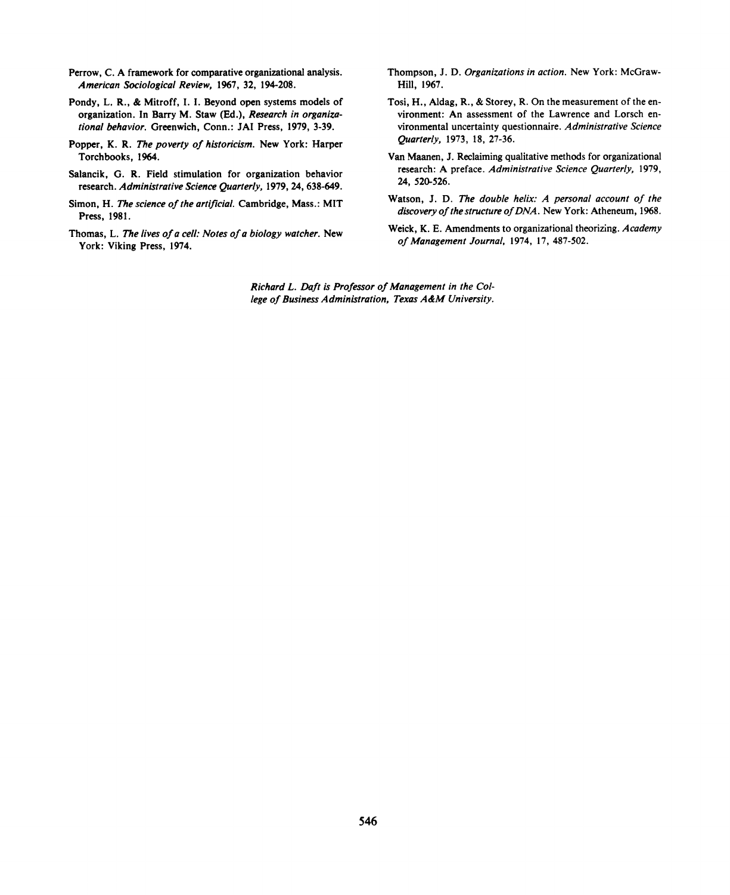Perrow, C. A framework for comparative organizational analysis. *American Sociological Review,* 1967, 32, 194-208.

Pondy, L. R., & Mitroff, I. I. Beyond open systems models of organization. In Barry M. Staw (Ed.), *Research in organizational behavior.* Greenwich, Conn.: JAI Press, 1979, 3-39.

Popper, K. R. *The poverty of historicism.* New York: Harper Torchbooks, 1964.

Salancik, G. R. Field stimulation for organization behavior research. *Administrative Science Quarterly,* 1979, 24, 638-649.

Simon, H. *The science of the artificial.* Cambridge, Mass.: MIT Press, 1981.

Thomas, L. *The lives of a cell: Notes of a biology watcher.* New York: Viking Press, 1974.

Thompson, J. D. *Organizations in action.* New York: McGraw-Hill, 1967.

Tosi, H., Aldag, R., & Storey, R. On the measurement of the environment: An assessment of the Lawrence and Lorsch environmental uncertainty questionnaire. *Administrative Science Quarterly,* 1973, 18, 27-36.

Van Maanen, J. Reclaiming qualitative methods for organizational research: A preface. *Administrative Science Quarterly,* 1979, 24, 520-526.

Watson, J. D. *The double helix: A personal account of the discovery of the structure of DNA.* New York: Atheneum, 1968.

Weick, K. E. Amendments to organizational theorizing. *Academy of Management Journal,* 1974, 17, 487-502.

*Richard L. Daft is Professor of Management in the College of Business Administration, Texas A&M University.*